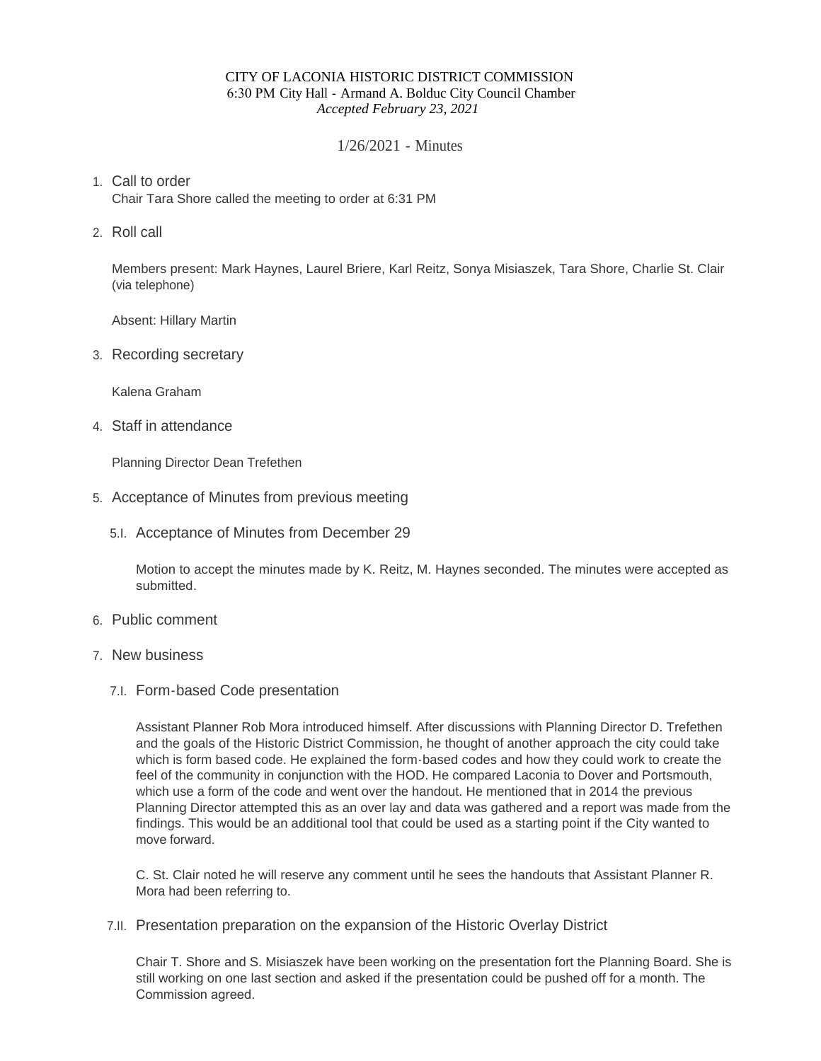CITY OF LACONIA HISTORIC DISTRICT COMMISSION
6:30 PM City Hall - Armand A. Bolduc City Council Chamber
*Accepted February 23, 2021*

# 1/26/2021 - Minutes

1. Call to order

   Chair Tara Shore called the meeting to order at 6:31 PM

2. Roll call

   Members present: Mark Haynes, Laurel Briere, Karl Reitz, Sonya Misiaszek, Tara Shore, Charlie St. Clair (via telephone)

   Absent: Hillary Martin

3. Recording secretary

   Kalena Graham

4. Staff in attendance

   Planning Director Dean Trefethen

5. Acceptance of Minutes from previous meeting

   5.I. Acceptance of Minutes from December 29

   Motion to accept the minutes made by K. Reitz, M. Haynes seconded. The minutes were accepted as submitted.

6. Public comment

7. New business

   7.I. Form-based Code presentation

   Assistant Planner Rob Mora introduced himself. After discussions with Planning Director D. Trefethen and the goals of the Historic District Commission, he thought of another approach the city could take which is form based code. He explained the form-based codes and how they could work to create the feel of the community in conjunction with the HOD. He compared Laconia to Dover and Portsmouth, which use a form of the code and went over the handout. He mentioned that in 2014 the previous Planning Director attempted this as an over lay and data was gathered and a report was made from the findings. This would be an additional tool that could be used as a starting point if the City wanted to move forward.

   C. St. Clair noted he will reserve any comment until he sees the handouts that Assistant Planner R. Mora had been referring to.

   7.II. Presentation preparation on the expansion of the Historic Overlay District

   Chair T. Shore and S. Misiaszek have been working on the presentation fort the Planning Board. She is still working on one last section and asked if the presentation could be pushed off for a month. The Commission agreed.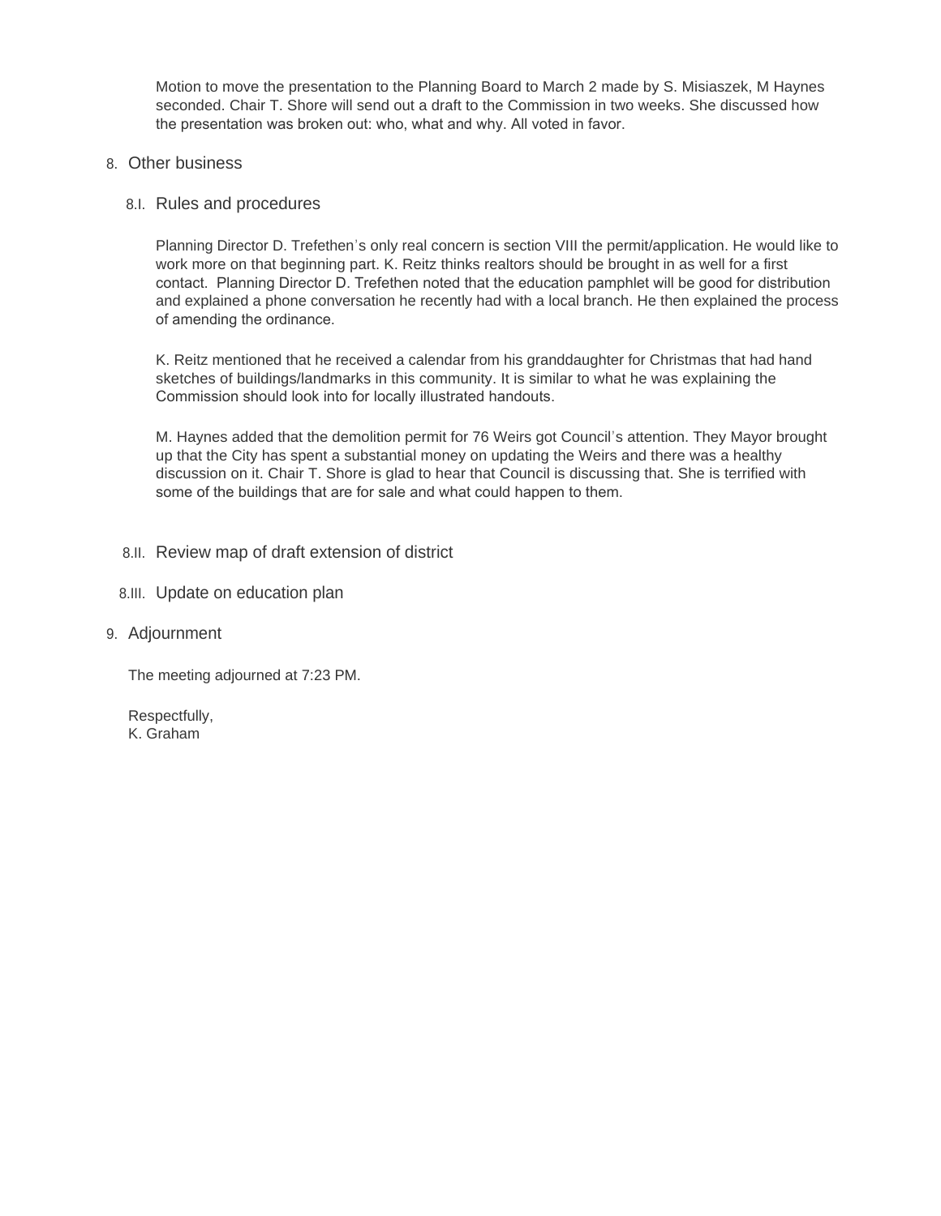Motion to move the presentation to the Planning Board to March 2 made by S. Misiaszek, M Haynes seconded. Chair T. Shore will send out a draft to the Commission in two weeks. She discussed how the presentation was broken out: who, what and why. All voted in favor.

8. Other business

    8.I. Rules and procedures

    Planning Director D. Trefethen's only real concern is section VIII the permit/application. He would like to work more on that beginning part. K. Reitz thinks realtors should be brought in as well for a first contact. Planning Director D. Trefethen noted that the education pamphlet will be good for distribution and explained a phone conversation he recently had with a local branch. He then explained the process of amending the ordinance.

    K. Reitz mentioned that he received a calendar from his granddaughter for Christmas that had hand sketches of buildings/landmarks in this community. It is similar to what he was explaining the Commission should look into for locally illustrated handouts.

    M. Haynes added that the demolition permit for 76 Weirs got Council's attention. They Mayor brought up that the City has spent a substantial money on updating the Weirs and there was a healthy discussion on it. Chair T. Shore is glad to hear that Council is discussing that. She is terrified with some of the buildings that are for sale and what could happen to them.

    8.II. Review map of draft extension of district

    8.III. Update on education plan

9. Adjournment

The meeting adjourned at 7:23 PM.

Respectfully,
K. Graham